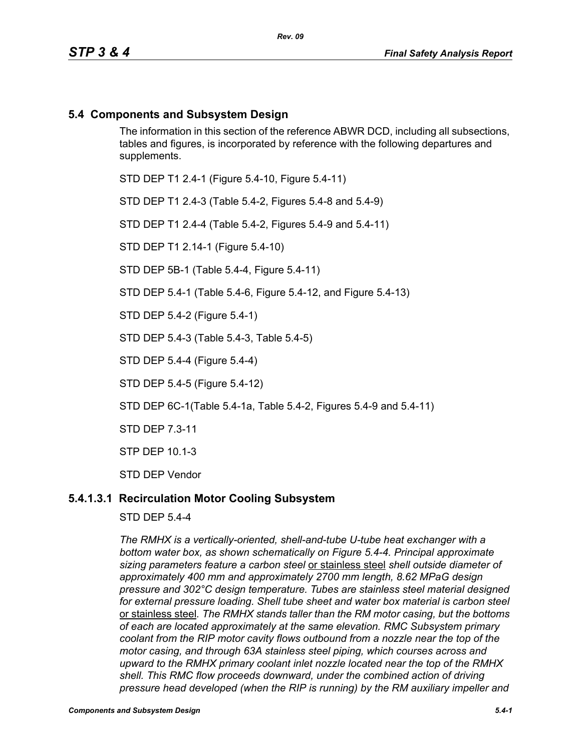## 5.4 Components and Subsystem Design

The information in this section of the reference ABWR DCD, including all subsections, tables and figures, is incorporated by reference with the following departures and supplements.

STD DEP T1 2.4-1 (Figure 5.4-10, Figure 5.4-11)

STD DEP T1 2.4-3 (Table 5.4-2, Figures 5.4-8 and 5.4-9)

STD DEP T1 2.4-4 (Table 5.4-2, Figures 5.4-9 and 5.4-11)

STD DEP T1 2.14-1 (Figure 5.4-10)

STD DEP 5B-1 (Table 5.4-4, Figure 5.4-11)

STD DEP 5.4-1 (Table 5.4-6, Figure 5.4-12, and Figure 5.4-13)

STD DEP 5.4-2 (Figure 5.4-1)

STD DEP 5.4-3 (Table 5.4-3, Table 5.4-5)

STD DEP 5.4-4 (Figure 5.4-4)

STD DEP 5.4-5 (Figure 5.4-12)

STD DEP 6C-1(Table 5.4-1a, Table 5.4-2, Figures 5.4-9 and 5.4-11)

STD DEP 7.3-11

STP DEP 10.1-3

STD DEP Vendor

### 5.4.1.3.1 Recirculation Motor Cooling Subsystem

STD DEP 5.4-4

*The RMHX is a vertically-oriented, shell-and-tube U-tube heat exchanger with a bottom water box, as shown schematically on Figure 5.4-4. Principal approximate sizing parameters feature a carbon steel* or stainless steel *shell outside diameter of approximately 400 mm and approximately 2700 mm length, 8.62 MPaG design pressure and 302°C design temperature. Tubes are stainless steel material designed for external pressure loading. Shell tube sheet and water box material is carbon steel* or stainless steel*. The RMHX stands taller than the RM motor casing, but the bottoms of each are located approximately at the same elevation. RMC Subsystem primary coolant from the RIP motor cavity flows outbound from a nozzle near the top of the motor casing, and through 63A stainless steel piping, which courses across and upward to the RMHX primary coolant inlet nozzle located near the top of the RMHX shell. This RMC flow proceeds downward, under the combined action of driving pressure head developed (when the RIP is running) by the RM auxiliary impeller and*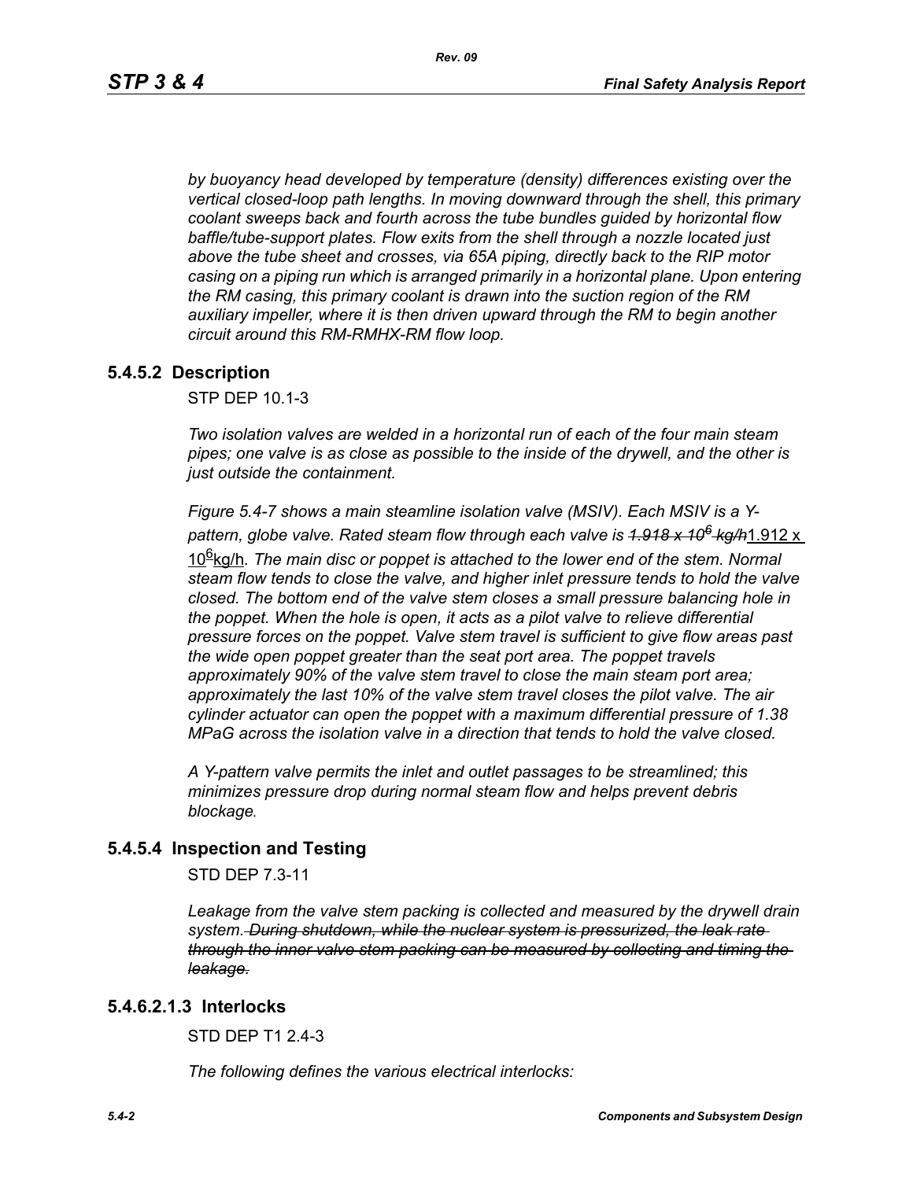*by buoyancy head developed by temperature (density) differences existing over the vertical closed-loop path lengths. In moving downward through the shell, this primary coolant sweeps back and fourth across the tube bundles guided by horizontal flow baffle/tube-support plates. Flow exits from the shell through a nozzle located just above the tube sheet and crosses, via 65A piping, directly back to the RIP motor casing on a piping run which is arranged primarily in a horizontal plane. Upon entering the RM casing, this primary coolant is drawn into the suction region of the RM auxiliary impeller, where it is then driven upward through the RM to begin another circuit around this RM-RMHX-RM flow loop.*

## 5.4.5.2 Description

STP DEP 10.1-3

*Two isolation valves are welded in a horizontal run of each of the four main steam pipes; one valve is as close as possible to the inside of the drywell, and the other is just outside the containment.*

*Figure 5.4-7 shows a main steamline isolation valve (MSIV). Each MSIV is a Y-pattern, globe valve. Rated steam flow through each valve is* ~~*$1.918 \times 10^6$ kg/h*~~<u>$1.912 \times 10^6$ kg/h</u>. *The main disc or poppet is attached to the lower end of the stem. Normal steam flow tends to close the valve, and higher inlet pressure tends to hold the valve closed. The bottom end of the valve stem closes a small pressure balancing hole in the poppet. When the hole is open, it acts as a pilot valve to relieve differential pressure forces on the poppet. Valve stem travel is sufficient to give flow areas past the wide open poppet greater than the seat port area. The poppet travels approximately 90% of the valve stem travel to close the main steam port area; approximately the last 10% of the valve stem travel closes the pilot valve. The air cylinder actuator can open the poppet with a maximum differential pressure of 1.38 MPaG across the isolation valve in a direction that tends to hold the valve closed.*

*A Y-pattern valve permits the inlet and outlet passages to be streamlined; this minimizes pressure drop during normal steam flow and helps prevent debris blockage.*

## 5.4.5.4 Inspection and Testing

STD DEP 7.3-11

*Leakage from the valve stem packing is collected and measured by the drywell drain system.* ~~*During shutdown, while the nuclear system is pressurized, the leak rate through the inner valve stem packing can be measured by collecting and timing the leakage.*~~

## 5.4.6.2.1.3 Interlocks

STD DEP T1 2.4-3

*The following defines the various electrical interlocks:*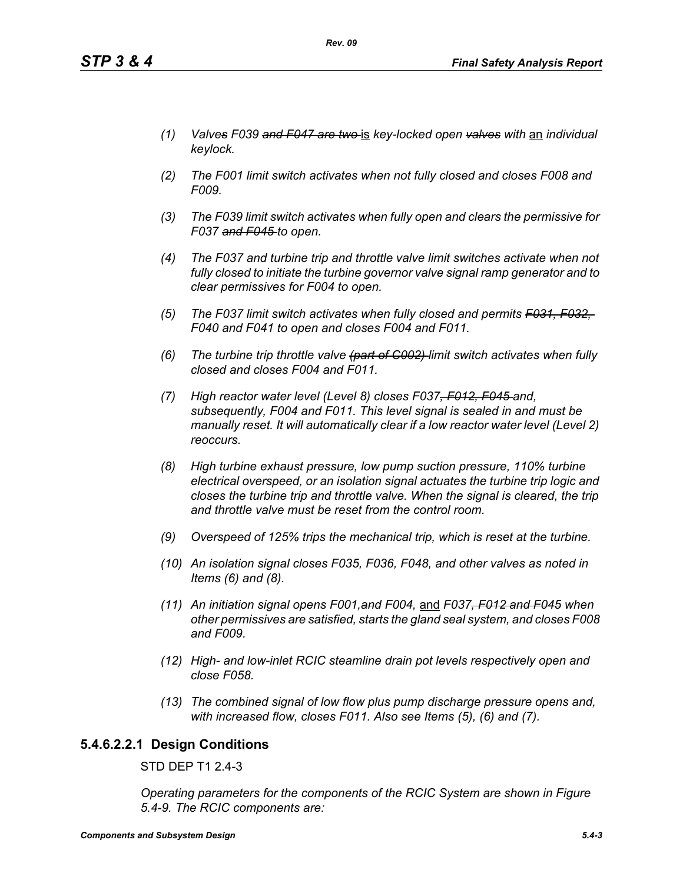*(1) Valve~~s~~ F039 ~~and F047 are two~~ is key-locked open ~~valves~~ with* an *individual keylock.*

*(2) The F001 limit switch activates when not fully closed and closes F008 and F009.*

*(3) The F039 limit switch activates when fully open and clears the permissive for F037 ~~and F045~~ to open.*

*(4) The F037 and turbine trip and throttle valve limit switches activate when not fully closed to initiate the turbine governor valve signal ramp generator and to clear permissives for F004 to open.*

*(5) The F037 limit switch activates when fully closed and permits ~~F031, F032,~~ F040 and F041 to open and closes F004 and F011.*

*(6) The turbine trip throttle valve ~~(part of C002)~~ limit switch activates when fully closed and closes F004 and F011.*

*(7) High reactor water level (Level 8) closes F037~~, F012, F045~~ and, subsequently, F004 and F011. This level signal is sealed in and must be manually reset. It will automatically clear if a low reactor water level (Level 2) reoccurs.*

*(8) High turbine exhaust pressure, low pump suction pressure, 110% turbine electrical overspeed, or an isolation signal actuates the turbine trip logic and closes the turbine trip and throttle valve. When the signal is cleared, the trip and throttle valve must be reset from the control room.*

*(9) Overspeed of 125% trips the mechanical trip, which is reset at the turbine.*

*(10) An isolation signal closes F035, F036, F048, and other valves as noted in Items (6) and (8).*

*(11) An initiation signal opens F001,~~and~~ F004,* and *F037~~, F012 and F045~~ when other permissives are satisfied, starts the gland seal system, and closes F008 and F009.*

*(12) High- and low-inlet RCIC steamline drain pot levels respectively open and close F058.*

*(13) The combined signal of low flow plus pump discharge pressure opens and, with increased flow, closes F011. Also see Items (5), (6) and (7).*

### 5.4.6.2.2.1 Design Conditions

STD DEP T1 2.4-3

*Operating parameters for the components of the RCIC System are shown in Figure 5.4-9. The RCIC components are:*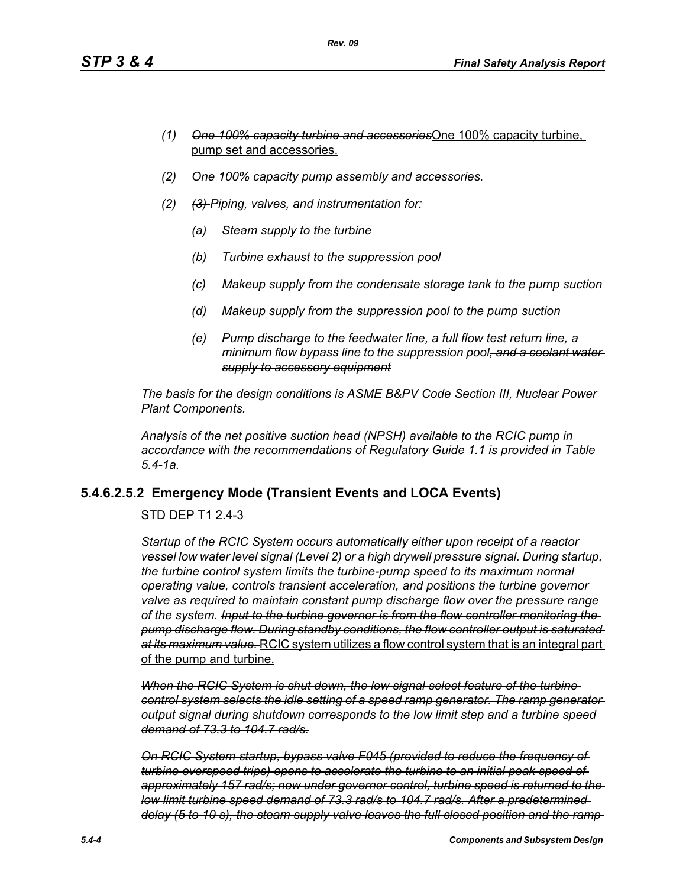*(1)* ~~*One 100% capacity turbine and accessories*~~One 100% capacity turbine, pump set and accessories.

~~*(2) One 100% capacity pump assembly and accessories.*~~

*(2)* ~~*(3)*~~ *Piping, valves, and instrumentation for:*

*(a) Steam supply to the turbine*

*(b) Turbine exhaust to the suppression pool*

*(c) Makeup supply from the condensate storage tank to the pump suction*

*(d) Makeup supply from the suppression pool to the pump suction*

*(e) Pump discharge to the feedwater line, a full flow test return line, a minimum flow bypass line to the suppression pool*~~*, and a coolant water supply to accessory equipment*~~

*The basis for the design conditions is ASME B&PV Code Section III, Nuclear Power Plant Components.*

*Analysis of the net positive suction head (NPSH) available to the RCIC pump in accordance with the recommendations of Regulatory Guide 1.1 is provided in Table 5.4-1a.*

### 5.4.6.2.5.2 Emergency Mode (Transient Events and LOCA Events)

STD DEP T1 2.4-3

*Startup of the RCIC System occurs automatically either upon receipt of a reactor vessel low water level signal (Level 2) or a high drywell pressure signal. During startup, the turbine control system limits the turbine-pump speed to its maximum normal operating value, controls transient acceleration, and positions the turbine governor valve as required to maintain constant pump discharge flow over the pressure range of the system.* ~~*Input to the turbine governor is from the flow controller monitoring the pump discharge flow. During standby conditions, the flow controller output is saturated at its maximum value.*~~ RCIC system utilizes a flow control system that is an integral part of the pump and turbine.

~~*When the RCIC System is shut down, the low signal select feature of the turbine control system selects the idle setting of a speed ramp generator. The ramp generator output signal during shutdown corresponds to the low limit step and a turbine speed demand of 73.3 to 104.7 rad/s.*~~

~~*On RCIC System startup, bypass valve F045 (provided to reduce the frequency of turbine overspeed trips) opens to accelerate the turbine to an initial peak speed of approximately 157 rad/s; now under governor control, turbine speed is returned to the low limit turbine speed demand of 73.3 rad/s to 104.7 rad/s. After a predetermined delay (5 to 10 s), the steam supply valve leaves the full closed position and the ramp*~~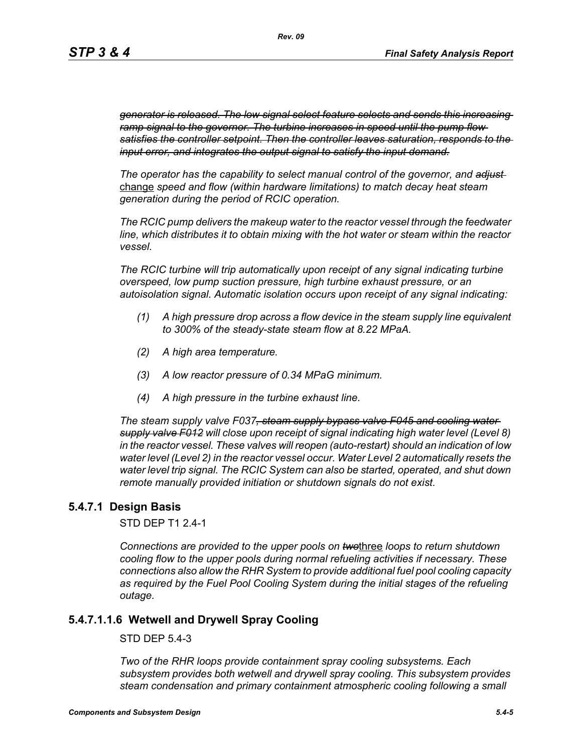~~*generator is released. The low signal select feature selects and sends this increasing ramp signal to the governor. The turbine increases in speed until the pump flow satisfies the controller setpoint. Then the controller leaves saturation, responds to the input error, and integrates the output signal to satisfy the input demand.*~~

*The operator has the capability to select manual control of the governor, and* ~~*adjust*~~ <u>change</u> *speed and flow (within hardware limitations) to match decay heat steam generation during the period of RCIC operation.*

*The RCIC pump delivers the makeup water to the reactor vessel through the feedwater line, which distributes it to obtain mixing with the hot water or steam within the reactor vessel.*

*The RCIC turbine will trip automatically upon receipt of any signal indicating turbine overspeed, low pump suction pressure, high turbine exhaust pressure, or an autoisolation signal. Automatic isolation occurs upon receipt of any signal indicating:*

(1) *A high pressure drop across a flow device in the steam supply line equivalent to 300% of the steady-state steam flow at 8.22 MPaA.*

(2) *A high area temperature.*

(3) *A low reactor pressure of 0.34 MPaG minimum.*

(4) *A high pressure in the turbine exhaust line.*

*The steam supply valve F037*~~*, steam supply bypass valve F045 and cooling water supply valve F012*~~ *will close upon receipt of signal indicating high water level (Level 8) in the reactor vessel. These valves will reopen (auto-restart) should an indication of low water level (Level 2) in the reactor vessel occur. Water Level 2 automatically resets the water level trip signal. The RCIC System can also be started, operated, and shut down remote manually provided initiation or shutdown signals do not exist.*

## 5.4.7.1 Design Basis

STD DEP T1 2.4-1

*Connections are provided to the upper pools on* ~~*two*~~<u>three</u> *loops to return shutdown cooling flow to the upper pools during normal refueling activities if necessary. These connections also allow the RHR System to provide additional fuel pool cooling capacity as required by the Fuel Pool Cooling System during the initial stages of the refueling outage.*

## 5.4.7.1.1.6 Wetwell and Drywell Spray Cooling

STD DEP 5.4-3

*Two of the RHR loops provide containment spray cooling subsystems. Each subsystem provides both wetwell and drywell spray cooling. This subsystem provides steam condensation and primary containment atmospheric cooling following a small*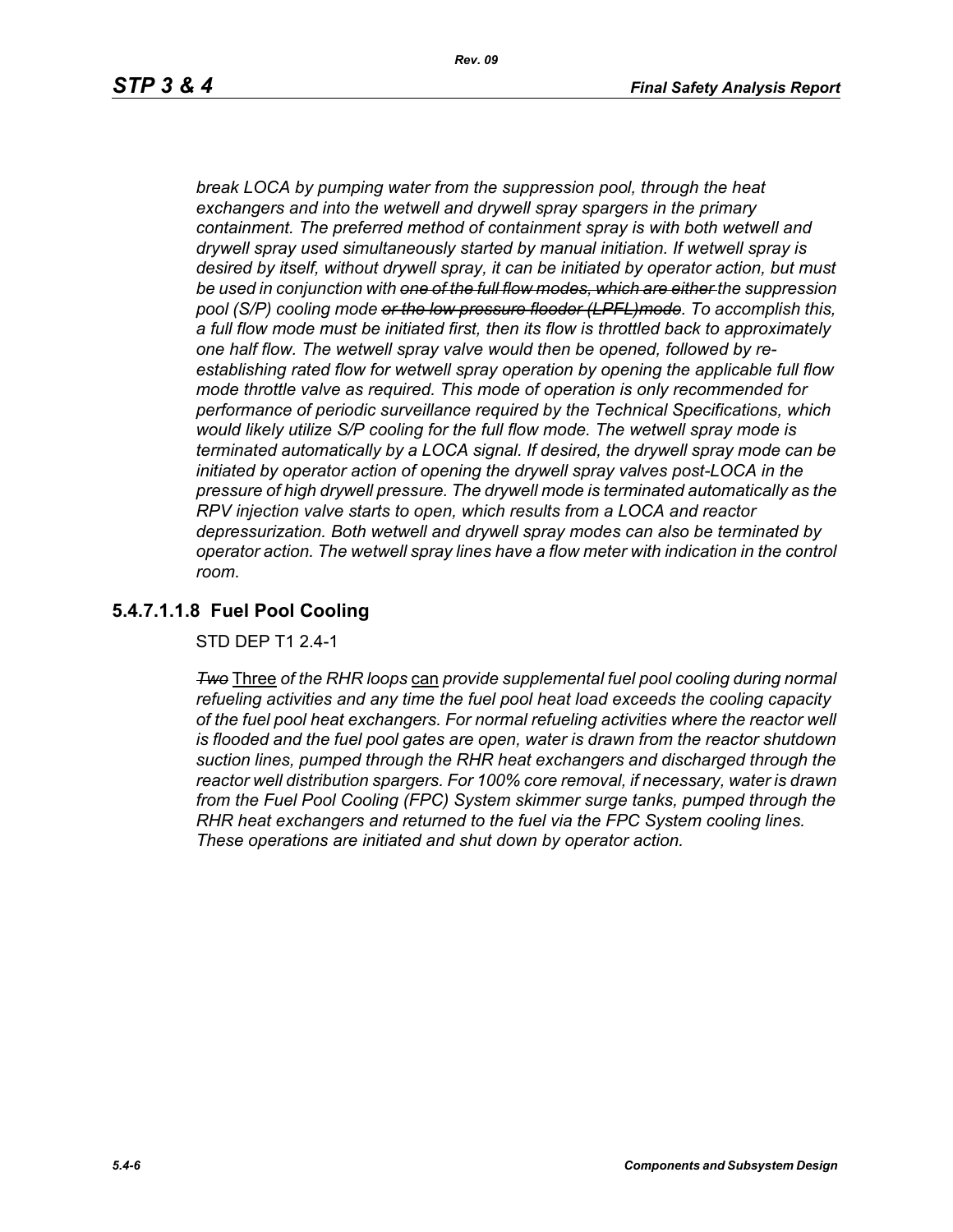*break LOCA by pumping water from the suppression pool, through the heat exchangers and into the wetwell and drywell spray spargers in the primary containment. The preferred method of containment spray is with both wetwell and drywell spray used simultaneously started by manual initiation. If wetwell spray is desired by itself, without drywell spray, it can be initiated by operator action, but must be used in conjunction with ~~one of the full flow modes, which are either~~ the suppression pool (S/P) cooling mode ~~or the low pressure flooder (LPFL)mode~~. To accomplish this, a full flow mode must be initiated first, then its flow is throttled back to approximately one half flow. The wetwell spray valve would then be opened, followed by re-establishing rated flow for wetwell spray operation by opening the applicable full flow mode throttle valve as required. This mode of operation is only recommended for performance of periodic surveillance required by the Technical Specifications, which would likely utilize S/P cooling for the full flow mode. The wetwell spray mode is terminated automatically by a LOCA signal. If desired, the drywell spray mode can be initiated by operator action of opening the drywell spray valves post-LOCA in the pressure of high drywell pressure. The drywell mode is terminated automatically as the RPV injection valve starts to open, which results from a LOCA and reactor depressurization. Both wetwell and drywell spray modes can also be terminated by operator action. The wetwell spray lines have a flow meter with indication in the control room.*

### 5.4.7.1.1.8 Fuel Pool Cooling

STD DEP T1 2.4-1

~~*Two*~~ Three *of the RHR loops* can *provide supplemental fuel pool cooling during normal refueling activities and any time the fuel pool heat load exceeds the cooling capacity of the fuel pool heat exchangers. For normal refueling activities where the reactor well is flooded and the fuel pool gates are open, water is drawn from the reactor shutdown suction lines, pumped through the RHR heat exchangers and discharged through the reactor well distribution spargers. For 100% core removal, if necessary, water is drawn from the Fuel Pool Cooling (FPC) System skimmer surge tanks, pumped through the RHR heat exchangers and returned to the fuel via the FPC System cooling lines. These operations are initiated and shut down by operator action.*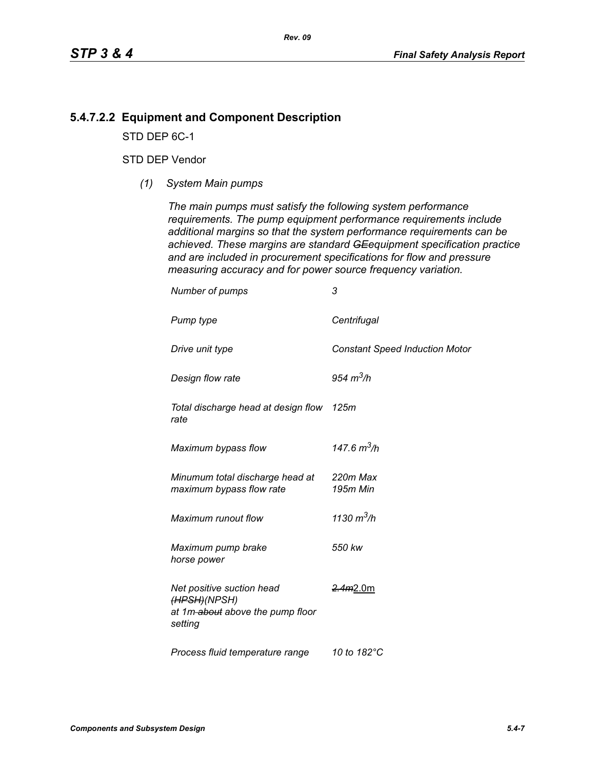### 5.4.7.2.2 Equipment and Component Description

STD DEP 6C-1

STD DEP Vendor

*(1) System Main pumps*

*The main pumps must satisfy the following system performance requirements. The pump equipment performance requirements include additional margins so that the system performance requirements can be achieved. These margins are standard ~~GE~~equipment specification practice and are included in procurement specifications for flow and pressure measuring accuracy and for power source frequency variation.*

| | |
|---|---|
| *Number of pumps* | *3* |
| *Pump type* | *Centrifugal* |
| *Drive unit type* | *Constant Speed Induction Motor* |
| *Design flow rate* | *954 $m^3/h$* |
| *Total discharge head at design flow rate* | *125m* |
| *Maximum bypass flow* | *147.6 $m^3/h$* |
| *Minumum total discharge head at maximum bypass flow rate* | *220m Max*<br>*195m Min* |
| *Maximum runout flow* | *1130 $m^3/h$* |
| *Maximum pump brake horse power* | *550 kw* |
| *Net positive suction head ~~(HPSH)~~(NPSH) at 1m ~~about~~ above the pump floor setting* | ~~*2.4m*~~<u>2.0m</u> |
| *Process fluid temperature range* | *10 to 182°C* |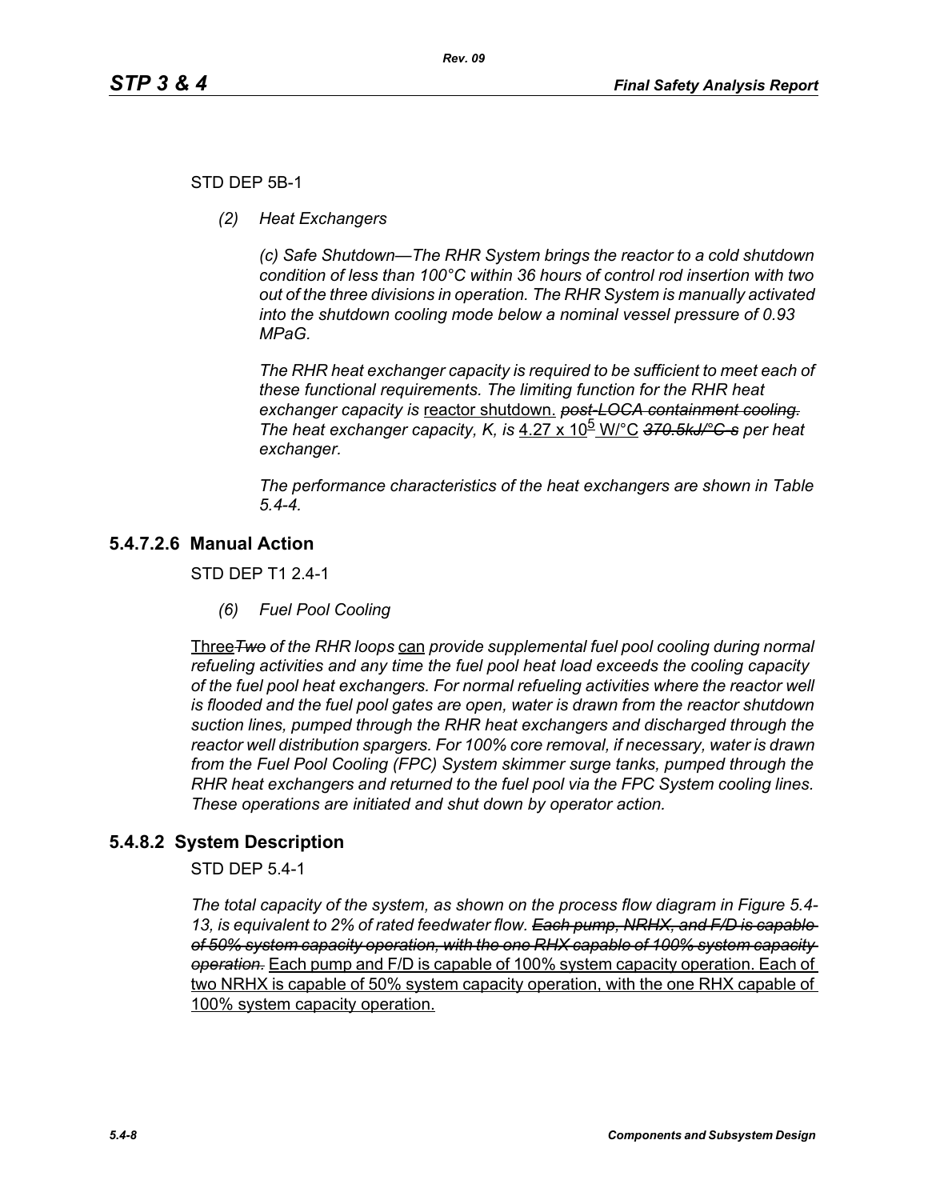STD DEP 5B-1

*(2) Heat Exchangers*

*(c) Safe Shutdown—The RHR System brings the reactor to a cold shutdown condition of less than 100°C within 36 hours of control rod insertion with two out of the three divisions in operation. The RHR System is manually activated into the shutdown cooling mode below a nominal vessel pressure of 0.93 MPaG.*

*The RHR heat exchanger capacity is required to be sufficient to meet each of these functional requirements. The limiting function for the RHR heat exchanger capacity is* reactor shutdown. ~~*post-LOCA containment cooling.*~~ *The heat exchanger capacity, K, is* $4.27 \times 10^5$ W/°C ~~*370.5kJ/°C-s*~~ *per heat exchanger.*

*The performance characteristics of the heat exchangers are shown in Table 5.4-4.*

## 5.4.7.2.6 Manual Action

STD DEP T1 2.4-1

*(6) Fuel Pool Cooling*

Three~~*Two*~~ *of the RHR loops* can *provide supplemental fuel pool cooling during normal refueling activities and any time the fuel pool heat load exceeds the cooling capacity of the fuel pool heat exchangers. For normal refueling activities where the reactor well is flooded and the fuel pool gates are open, water is drawn from the reactor shutdown suction lines, pumped through the RHR heat exchangers and discharged through the reactor well distribution spargers. For 100% core removal, if necessary, water is drawn from the Fuel Pool Cooling (FPC) System skimmer surge tanks, pumped through the RHR heat exchangers and returned to the fuel pool via the FPC System cooling lines. These operations are initiated and shut down by operator action.*

## 5.4.8.2 System Description

STD DEP 5.4-1

*The total capacity of the system, as shown on the process flow diagram in Figure 5.4-13, is equivalent to 2% of rated feedwater flow.* ~~*Each pump, NRHX, and F/D is capable of 50% system capacity operation, with the one RHX capable of 100% system capacity operation.*~~ Each pump and F/D is capable of 100% system capacity operation. Each of two NRHX is capable of 50% system capacity operation, with the one RHX capable of 100% system capacity operation.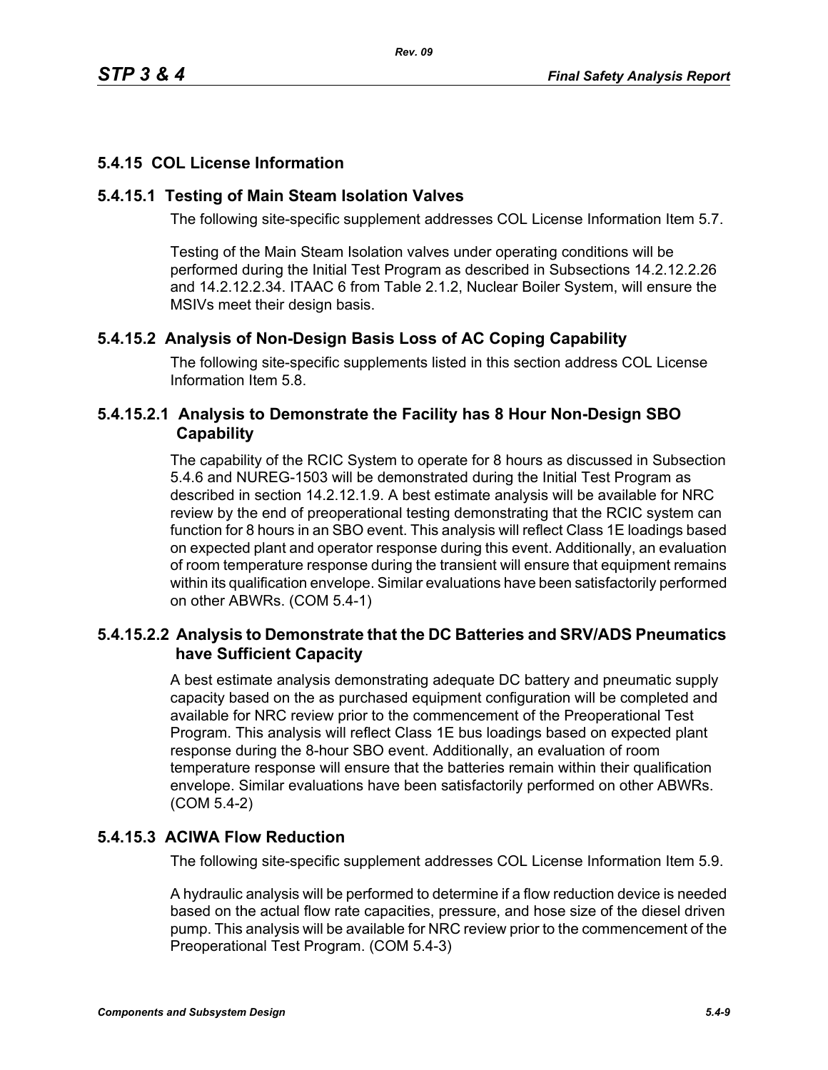## 5.4.15 COL License Information

### 5.4.15.1 Testing of Main Steam Isolation Valves

The following site-specific supplement addresses COL License Information Item 5.7.

Testing of the Main Steam Isolation valves under operating conditions will be performed during the Initial Test Program as described in Subsections 14.2.12.2.26 and 14.2.12.2.34. ITAAC 6 from Table 2.1.2, Nuclear Boiler System, will ensure the MSIVs meet their design basis.

### 5.4.15.2 Analysis of Non-Design Basis Loss of AC Coping Capability

The following site-specific supplements listed in this section address COL License Information Item 5.8.

#### 5.4.15.2.1 Analysis to Demonstrate the Facility has 8 Hour Non-Design SBO Capability

The capability of the RCIC System to operate for 8 hours as discussed in Subsection 5.4.6 and NUREG-1503 will be demonstrated during the Initial Test Program as described in section 14.2.12.1.9. A best estimate analysis will be available for NRC review by the end of preoperational testing demonstrating that the RCIC system can function for 8 hours in an SBO event. This analysis will reflect Class 1E loadings based on expected plant and operator response during this event. Additionally, an evaluation of room temperature response during the transient will ensure that equipment remains within its qualification envelope. Similar evaluations have been satisfactorily performed on other ABWRs. (COM 5.4-1)

#### 5.4.15.2.2 Analysis to Demonstrate that the DC Batteries and SRV/ADS Pneumatics have Sufficient Capacity

A best estimate analysis demonstrating adequate DC battery and pneumatic supply capacity based on the as purchased equipment configuration will be completed and available for NRC review prior to the commencement of the Preoperational Test Program. This analysis will reflect Class 1E bus loadings based on expected plant response during the 8-hour SBO event. Additionally, an evaluation of room temperature response will ensure that the batteries remain within their qualification envelope. Similar evaluations have been satisfactorily performed on other ABWRs. (COM 5.4-2)

### 5.4.15.3 ACIWA Flow Reduction

The following site-specific supplement addresses COL License Information Item 5.9.

A hydraulic analysis will be performed to determine if a flow reduction device is needed based on the actual flow rate capacities, pressure, and hose size of the diesel driven pump. This analysis will be available for NRC review prior to the commencement of the Preoperational Test Program. (COM 5.4-3)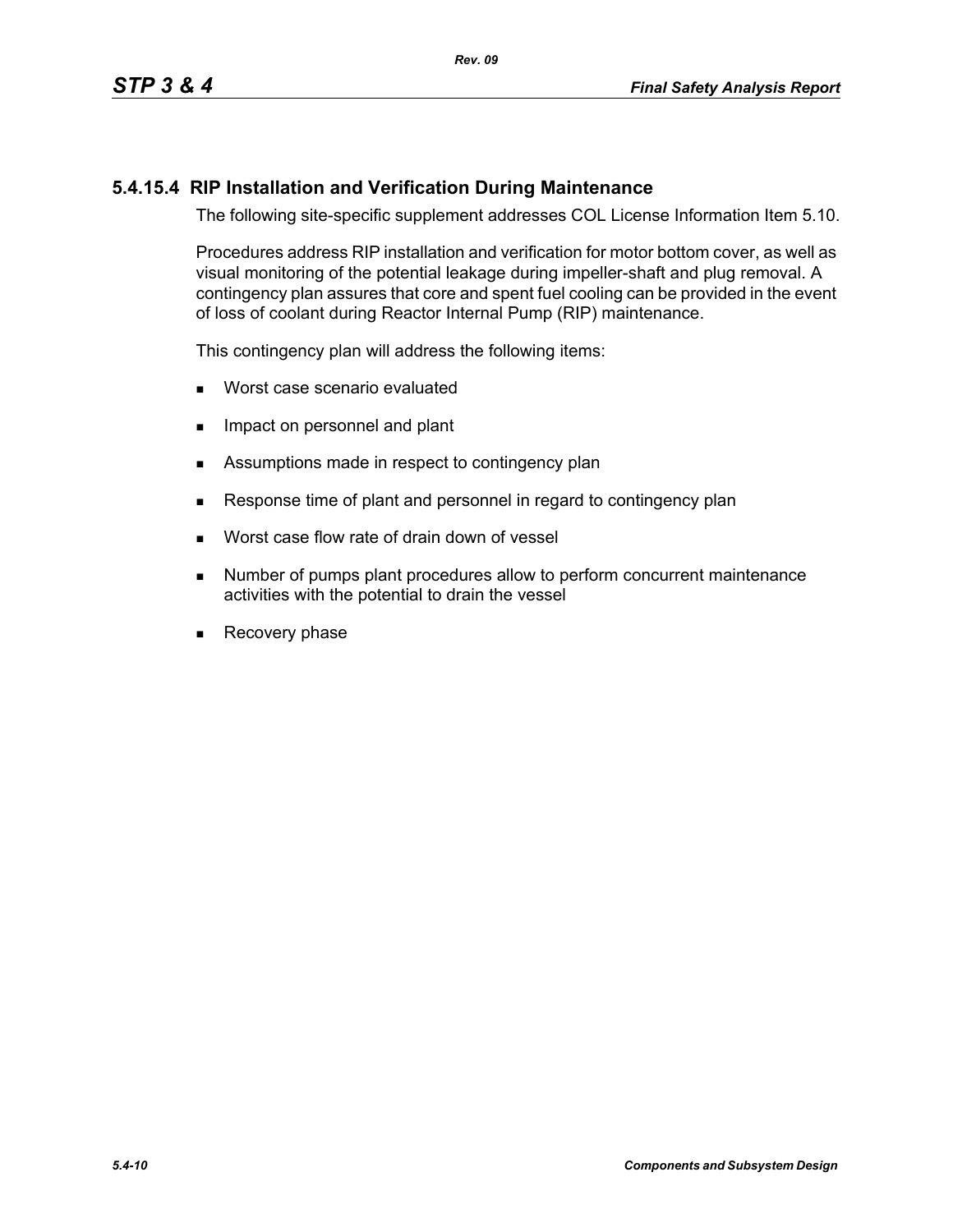### 5.4.15.4 RIP Installation and Verification During Maintenance

The following site-specific supplement addresses COL License Information Item 5.10.

Procedures address RIP installation and verification for motor bottom cover, as well as visual monitoring of the potential leakage during impeller-shaft and plug removal. A contingency plan assures that core and spent fuel cooling can be provided in the event of loss of coolant during Reactor Internal Pump (RIP) maintenance.

This contingency plan will address the following items:

- Worst case scenario evaluated
- Impact on personnel and plant
- Assumptions made in respect to contingency plan
- Response time of plant and personnel in regard to contingency plan
- Worst case flow rate of drain down of vessel
- Number of pumps plant procedures allow to perform concurrent maintenance activities with the potential to drain the vessel
- Recovery phase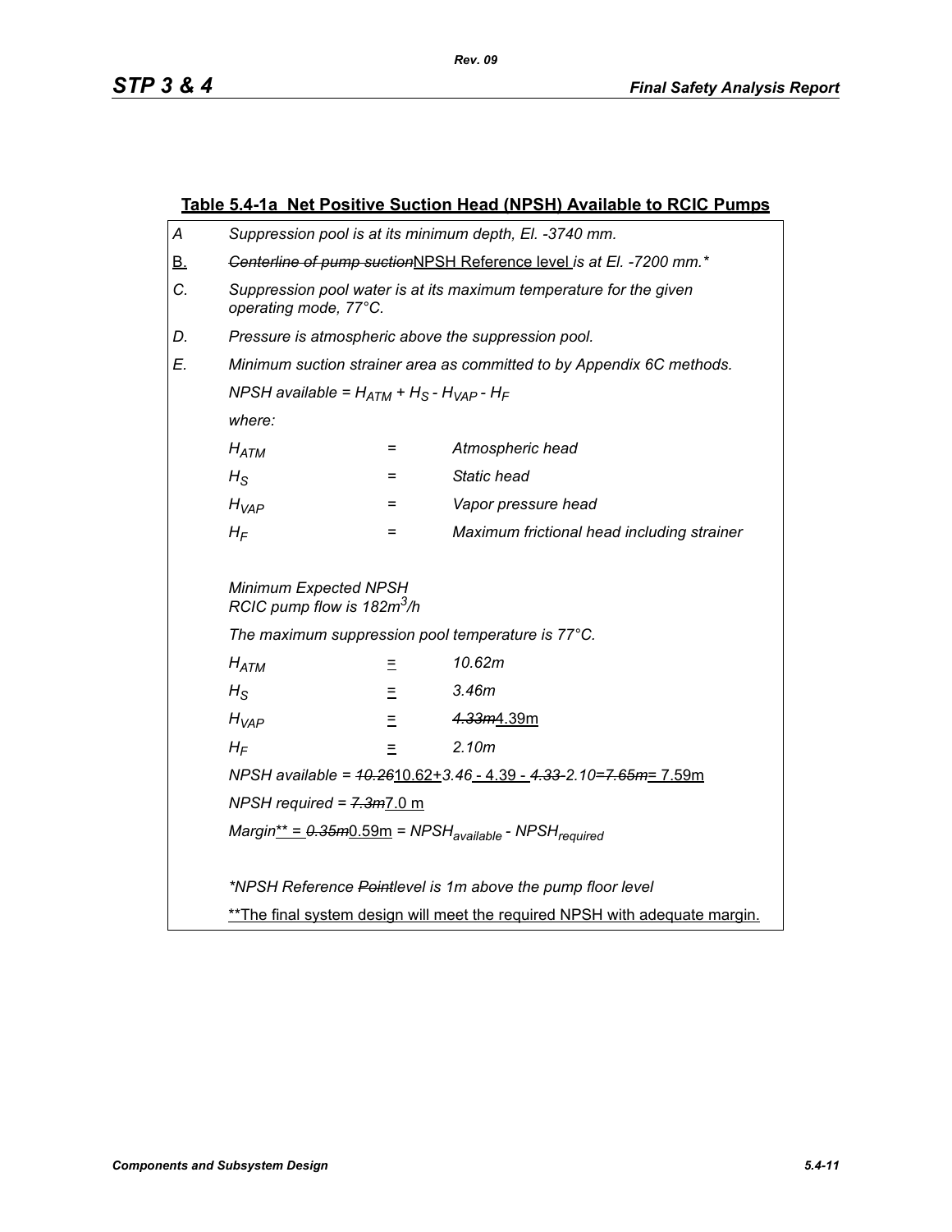## Table 5.4-1a Net Positive Suction Head (NPSH) Available to RCIC Pumps

*A* *Suppression pool is at its minimum depth, El. -3740 mm.*

B. ~~*Centerline of pump suction*~~NPSH Reference level *is at El. -7200 mm.**

*C.* *Suppression pool water is at its maximum temperature for the given operating mode, 77°C.*

*D.* *Pressure is atmospheric above the suppression pool.*

*E.* *Minimum suction strainer area as committed to by Appendix 6C methods.*

*NPSH available =* $H_{ATM} + H_S - H_{VAP} - H_F$

*where:*

| | | |
|---|---|---|
| $H_{ATM}$ | = | *Atmospheric head* |
| $H_S$ | = | *Static head* |
| $H_{VAP}$ | = | *Vapor pressure head* |
| $H_F$ | = | *Maximum frictional head including strainer* |

*Minimum Expected NPSH*
*RCIC pump flow is 182m*$^3$*/h*

*The maximum suppression pool temperature is 77°C.*

| | | |
|---|---|---|
| $H_{ATM}$ | = | *10.62m* |
| $H_S$ | = | *3.46m* |
| $H_{VAP}$ | = | ~~*4.33m*~~4.39m |
| $H_F$ | = | *2.10m* |

*NPSH available =* ~~*10.26*~~10.62+*3.46* - 4.39 - ~~*4.33*~~ *-2.10=*~~*7.65m*~~= 7.59m

*NPSH required =* ~~*7.3m*~~7.0 m

*Margin*** = ~~*0.35m*~~0.59m = $NPSH_{available} - NPSH_{required}$

**NPSH Reference* ~~*Point*~~*level is 1m above the pump floor level*

**The final system design will meet the required NPSH with adequate margin.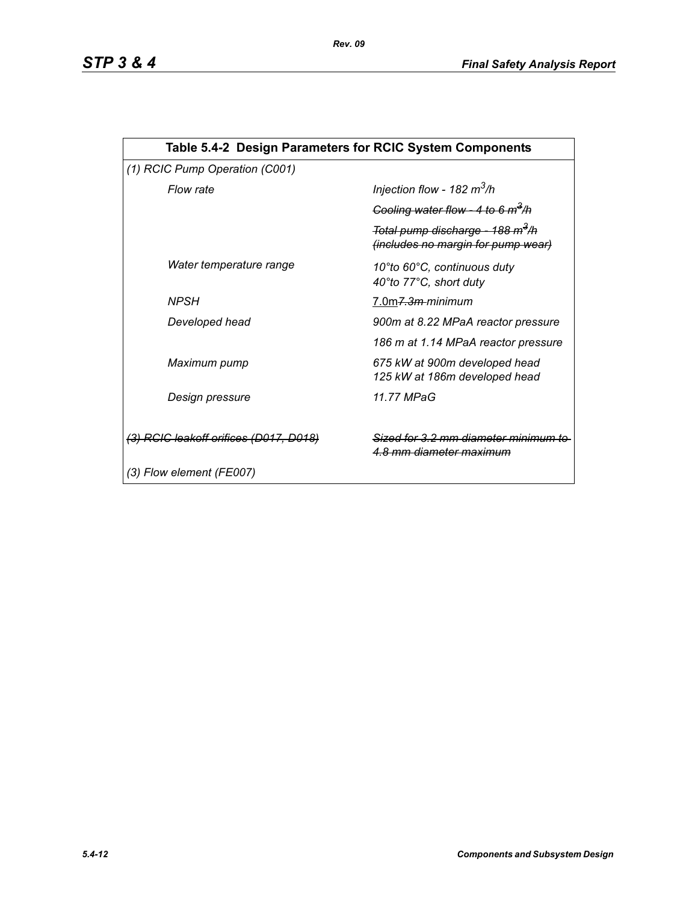| Table 5.4-2 Design Parameters for RCIC System Components | |
|---|---|
| *(1) RCIC Pump Operation (C001)* | |
| *Flow rate* | *Injection flow - 182 $m^3$/h* |
| | ~~*Cooling water flow - 4 to 6 $m^3$/h*~~ |
| | ~~*Total pump discharge - 188 $m^3$/h (includes no margin for pump wear)*~~ |
| *Water temperature range* | *10°to 60°C, continuous duty* *40°to 77°C, short duty* |
| *NPSH* | 7.0m ~~*7.3m*~~ *minimum* |
| *Developed head* | *900m at 8.22 MPaA reactor pressure* |
| | *186 m at 1.14 MPaA reactor pressure* |
| *Maximum pump* | *675 kW at 900m developed head* *125 kW at 186m developed head* |
| *Design pressure* | *11.77 MPaG* |
| ~~*(3) RCIC leakoff orifices (D017, D018)*~~ | ~~*Sized for 3.2 mm diameter minimum to 4.8 mm diameter maximum*~~ |
| *(3) Flow element (FE007)* | |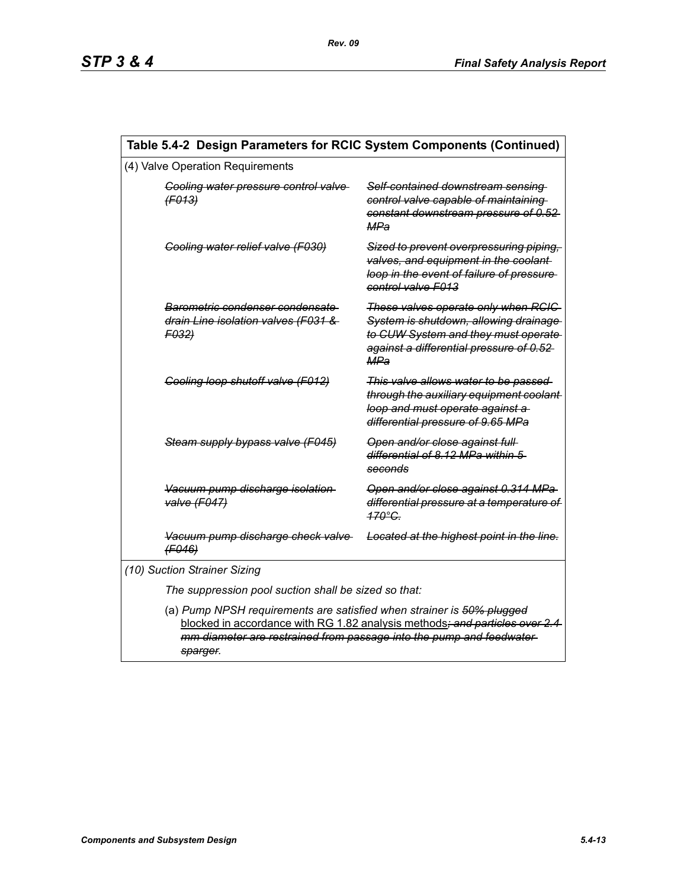**Table 5.4-2 Design Parameters for RCIC System Components (Continued)**

(4) Valve Operation Requirements

| | |
|---|---|
| ~~*Cooling water pressure control valve (F013)*~~ | ~~*Self-contained downstream sensing control valve capable of maintaining constant downstream pressure of 0.52 MPa*~~ |
| ~~*Cooling water relief valve (F030)*~~ | ~~*Sized to prevent overpressuring piping, valves, and equipment in the coolant loop in the event of failure of pressure control valve F013*~~ |
| ~~*Barometric condenser condensate drain Line isolation valves (F031 & F032)*~~ | ~~*These valves operate only when RCIC System is shutdown, allowing drainage to CUW System and they must operate against a differential pressure of 0.52 MPa*~~ |
| ~~*Cooling loop shutoff valve (F012)*~~ | ~~*This valve allows water to be passed through the auxiliary equipment coolant loop and must operate against a differential pressure of 9.65 MPa*~~ |
| ~~*Steam supply bypass valve (F045)*~~ | ~~*Open and/or close against full differential of 8.12 MPa within 5 seconds*~~ |
| ~~*Vacuum pump discharge isolation valve (F047)*~~ | ~~*Open and/or close against 0.314 MPa differential pressure at a temperature of 170°C.*~~ |
| ~~*Vacuum pump discharge check valve (F046)*~~ | ~~*Located at the highest point in the line.*~~ |

*(10) Suction Strainer Sizing*

*The suppression pool suction shall be sized so that:*

(a) *Pump NPSH requirements are satisfied when strainer is ~~50% plugged~~* <u>blocked in accordance with RG 1.82 analysis methods</u>~~*; and particles over 2.4 mm diameter are restrained from passage into the pump and feedwater sparger*~~*.*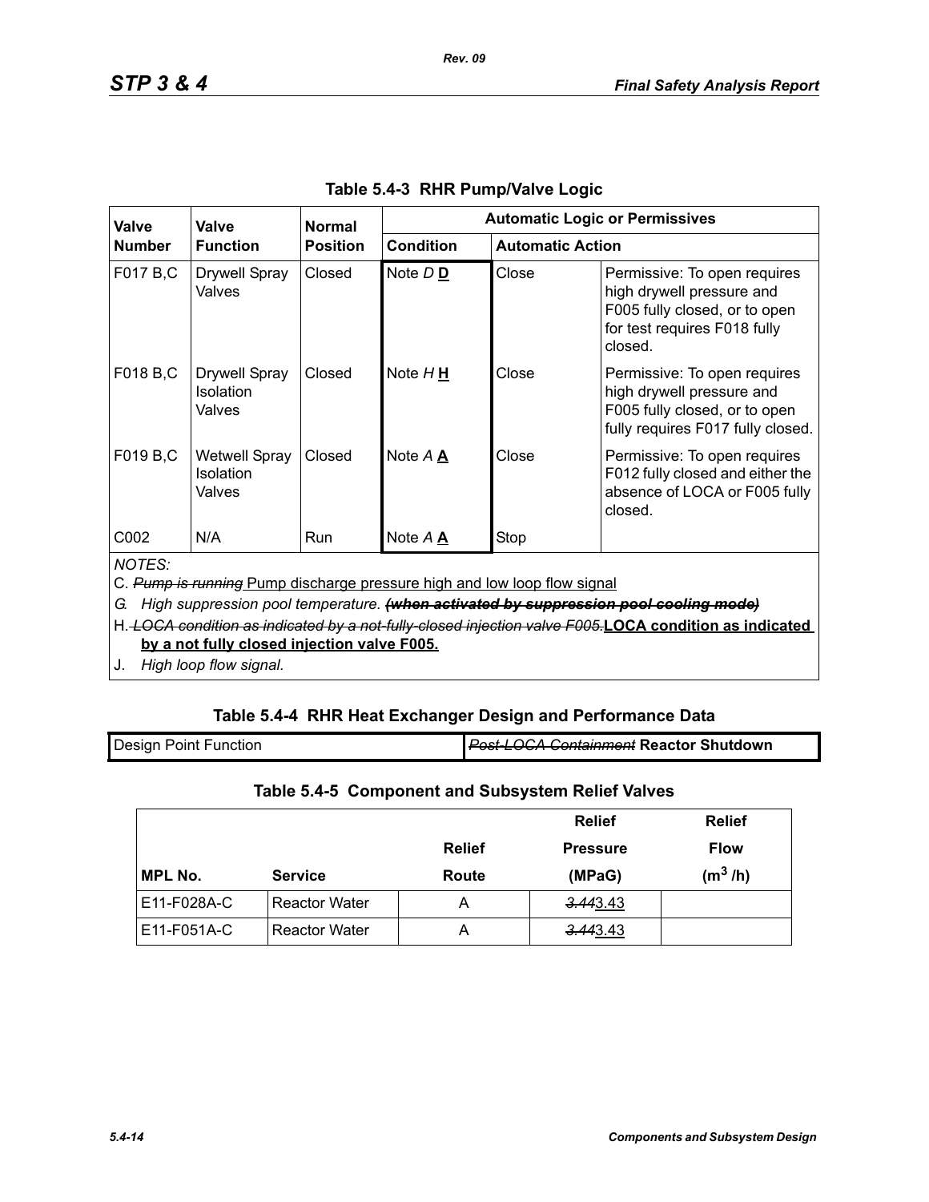**Table 5.4-3 RHR Pump/Valve Logic**

| Valve Number | Valve Function | Normal Position | Automatic Logic or Permissives | | |
|---|---|---|---|---|---|
| | | | Condition | Automatic Action | |
| F017 B,C | Drywell Spray Valves | Closed | Note *D* **D** | Close | Permissive: To open requires high drywell pressure and F005 fully closed, or to open for test requires F018 fully closed. |
| F018 B,C | Drywell Spray Isolation Valves | Closed | Note *H* **H** | Close | Permissive: To open requires high drywell pressure and F005 fully closed, or to open fully requires F017 fully closed. |
| F019 B,C | Wetwell Spray Isolation Valves | Closed | Note *A* **A** | Close | Permissive: To open requires F012 fully closed and either the absence of LOCA or F005 fully closed. |
| C002 | N/A | Run | Note *A* **A** | Stop | |

*NOTES:*

C. ~~*Pump is running*~~ Pump discharge pressure high and low loop flow signal

*G. High suppression pool temperature.* ~~***(when activated by suppression pool cooling mode)***~~

H. ~~*LOCA condition as indicated by a not-fully-closed injection valve F005.*~~ **LOCA condition as indicated by a not fully closed injection valve F005.**

J. *High loop flow signal.*

**Table 5.4-4 RHR Heat Exchanger Design and Performance Data**

| Design Point Function | ~~*Post-LOCA Containment*~~ **Reactor Shutdown** |
|---|---|

**Table 5.4-5 Component and Subsystem Relief Valves**

| MPL No. | Service | Relief Route | Relief Pressure (MPaG) | Relief Flow ($m^3$ /h) |
|---|---|---|---|---|
| E11-F028A-C | Reactor Water | A | ~~*3.44*~~3.43 | |
| E11-F051A-C | Reactor Water | A | ~~*3.44*~~3.43 | |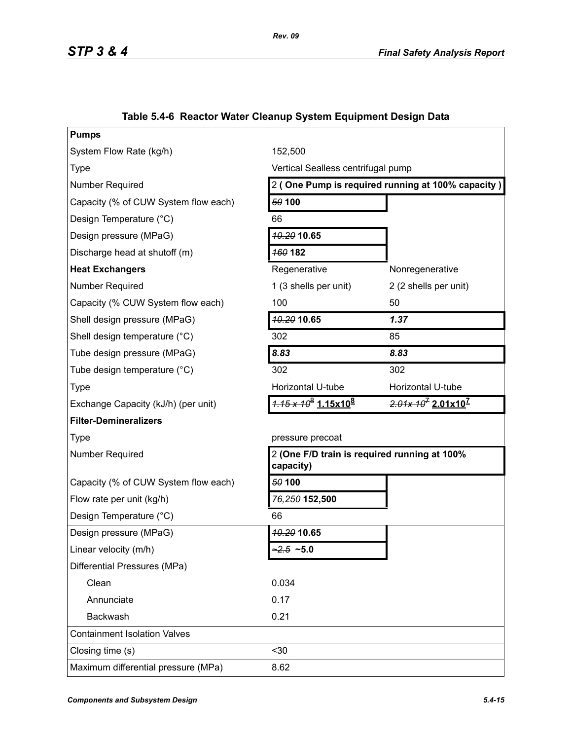### Table 5.4-6 Reactor Water Cleanup System Equipment Design Data

| | | |
|---|---|---|
| **Pumps** | | |
| System Flow Rate (kg/h) | 152,500 | |
| Type | Vertical Sealless centrifugal pump | |
| Number Required | 2 **( One Pump is required running at 100% capacity )** | |
| Capacity (% of CUW System flow each) | ~~*50*~~ **100** | |
| Design Temperature (°C) | 66 | |
| Design pressure (MPaG) | ~~*10.20*~~ **10.65** | |
| Discharge head at shutoff (m) | ~~*160*~~ **182** | |
| **Heat Exchangers** | Regenerative | Nonregenerative |
| Number Required | 1 (3 shells per unit) | 2 (2 shells per unit) |
| Capacity (% CUW System flow each) | 100 | 50 |
| Shell design pressure (MPaG) | ~~*10.20*~~ **10.65** | ***1.37*** |
| Shell design temperature (°C) | 302 | 85 |
| Tube design pressure (MPaG) | ***8.83*** | ***8.83*** |
| Tube design temperature (°C) | 302 | 302 |
| Type | Horizontal U-tube | Horizontal U-tube |
| Exchange Capacity (kJ/h) (per unit) | ~~*$1.15 \times 10^8$*~~ **$1.15 \times 10^8$** | ~~*$2.01 \times 10^7$*~~ **$2.01 \times 10^7$** |
| **Filter-Demineralizers** | | |
| Type | pressure precoat | |
| Number Required | 2 **(One F/D train is required running at 100% capacity)** | |
| Capacity (% of CUW System flow each) | ~~*50*~~ **100** | |
| Flow rate per unit (kg/h) | ~~*76,250*~~ **152,500** | |
| Design Temperature (°C) | 66 | |
| Design pressure (MPaG) | ~~*10.20*~~ **10.65** | |
| Linear velocity (m/h) | ~~*~2.5*~~ **~5.0** | |
| Differential Pressures (MPa) | | |
| Clean | 0.034 | |
| Annunciate | 0.17 | |
| Backwash | 0.21 | |
| Containment Isolation Valves | | |
| Closing time (s) | <30 | |
| Maximum differential pressure (MPa) | 8.62 | |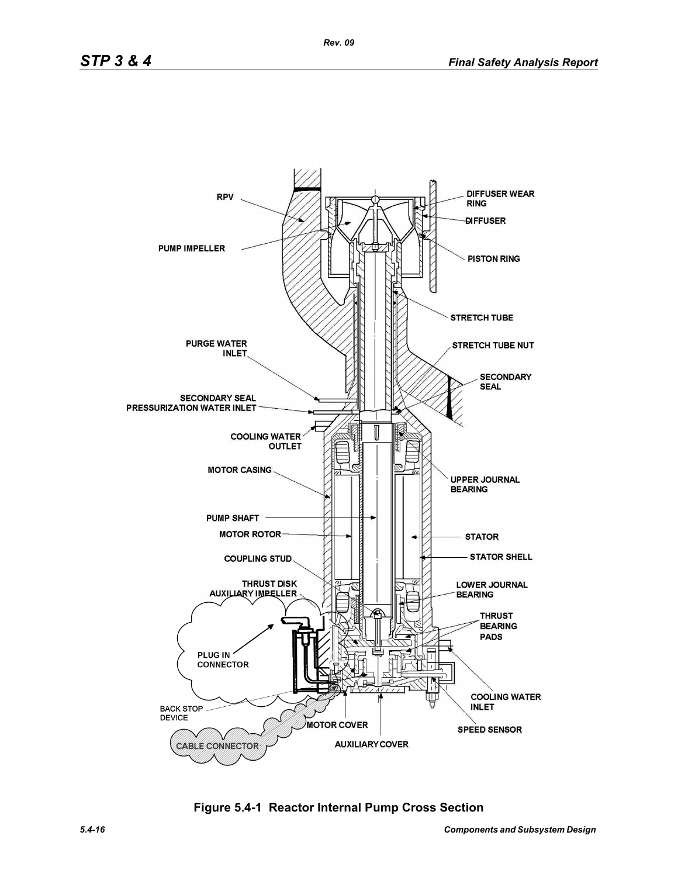Figure 5.4-1 Reactor Internal Pump Cross Section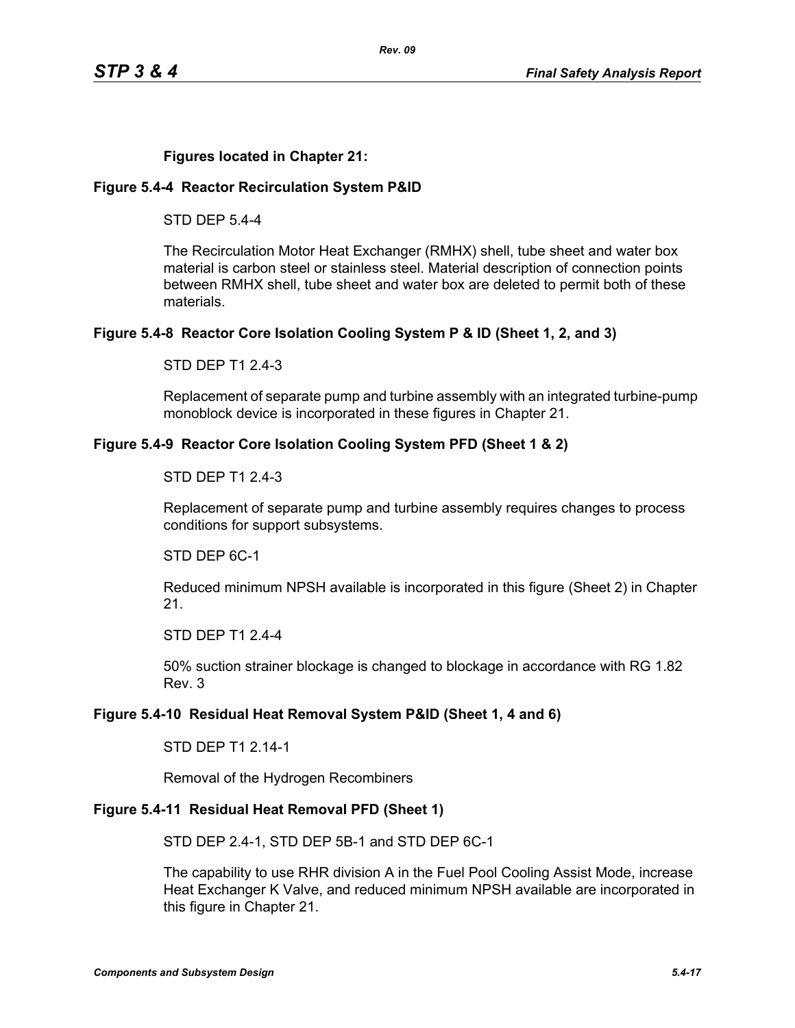**Figures located in Chapter 21:**

### Figure 5.4-4 Reactor Recirculation System P&ID

STD DEP 5.4-4

The Recirculation Motor Heat Exchanger (RMHX) shell, tube sheet and water box material is carbon steel or stainless steel. Material description of connection points between RMHX shell, tube sheet and water box are deleted to permit both of these materials.

### Figure 5.4-8 Reactor Core Isolation Cooling System P & ID (Sheet 1, 2, and 3)

STD DEP T1 2.4-3

Replacement of separate pump and turbine assembly with an integrated turbine-pump monoblock device is incorporated in these figures in Chapter 21.

### Figure 5.4-9 Reactor Core Isolation Cooling System PFD (Sheet 1 & 2)

STD DEP T1 2.4-3

Replacement of separate pump and turbine assembly requires changes to process conditions for support subsystems.

STD DEP 6C-1

Reduced minimum NPSH available is incorporated in this figure (Sheet 2) in Chapter 21.

STD DEP T1 2.4-4

50% suction strainer blockage is changed to blockage in accordance with RG 1.82 Rev. 3

### Figure 5.4-10 Residual Heat Removal System P&ID (Sheet 1, 4 and 6)

STD DEP T1 2.14-1

Removal of the Hydrogen Recombiners

### Figure 5.4-11 Residual Heat Removal PFD (Sheet 1)

STD DEP 2.4-1, STD DEP 5B-1 and STD DEP 6C-1

The capability to use RHR division A in the Fuel Pool Cooling Assist Mode, increase Heat Exchanger K Valve, and reduced minimum NPSH available are incorporated in this figure in Chapter 21.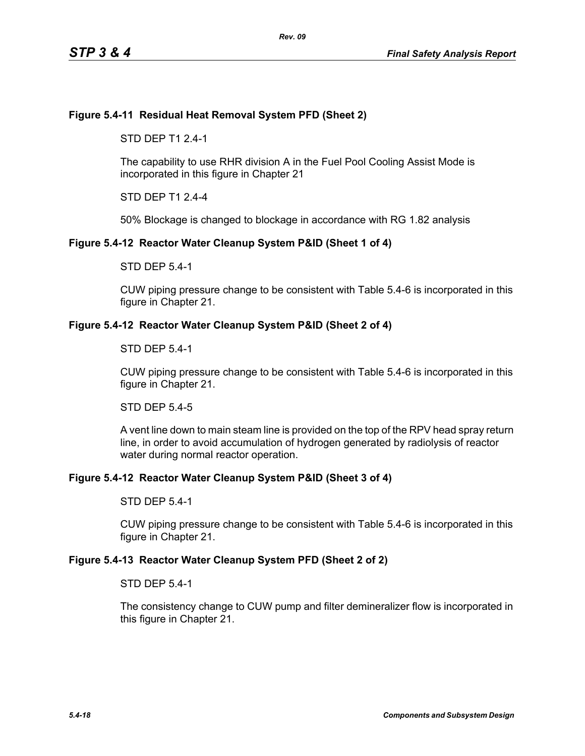#### Figure 5.4-11 Residual Heat Removal System PFD (Sheet 2)

STD DEP T1 2.4-1

The capability to use RHR division A in the Fuel Pool Cooling Assist Mode is incorporated in this figure in Chapter 21

STD DEP T1 2.4-4

50% Blockage is changed to blockage in accordance with RG 1.82 analysis

#### Figure 5.4-12 Reactor Water Cleanup System P&ID (Sheet 1 of 4)

STD DEP 5.4-1

CUW piping pressure change to be consistent with Table 5.4-6 is incorporated in this figure in Chapter 21.

#### Figure 5.4-12 Reactor Water Cleanup System P&ID (Sheet 2 of 4)

STD DEP 5.4-1

CUW piping pressure change to be consistent with Table 5.4-6 is incorporated in this figure in Chapter 21.

STD DEP 5.4-5

A vent line down to main steam line is provided on the top of the RPV head spray return line, in order to avoid accumulation of hydrogen generated by radiolysis of reactor water during normal reactor operation.

#### Figure 5.4-12 Reactor Water Cleanup System P&ID (Sheet 3 of 4)

STD DEP 5.4-1

CUW piping pressure change to be consistent with Table 5.4-6 is incorporated in this figure in Chapter 21.

#### Figure 5.4-13 Reactor Water Cleanup System PFD (Sheet 2 of 2)

STD DEP 5.4-1

The consistency change to CUW pump and filter demineralizer flow is incorporated in this figure in Chapter 21.